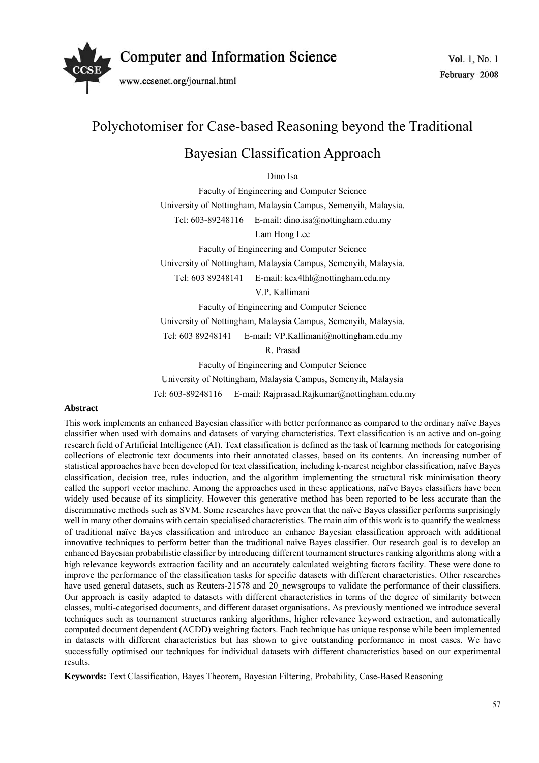# Polychotomiser for Case-based Reasoning beyond the Traditional Bayesian Classification Approach

Dino Isa

Faculty of Engineering and Computer Science

University of Nottingham, Malaysia Campus, Semenyih, Malaysia.

Tel: 603-89248116 E-mail: dino.isa@nottingham.edu.my

Lam Hong Lee

Faculty of Engineering and Computer Science

University of Nottingham, Malaysia Campus, Semenyih, Malaysia.

Tel: 603 89248141 E-mail: kcx4lhl@nottingham.edu.my

V.P. Kallimani

Faculty of Engineering and Computer Science

University of Nottingham, Malaysia Campus, Semenyih, Malaysia.

Tel: 603 89248141 E-mail: VP.Kallimani@nottingham.edu.my

R. Prasad

Faculty of Engineering and Computer Science

University of Nottingham, Malaysia Campus, Semenyih, Malaysia

Tel: 603-89248116 E-mail: Rajprasad.Rajkumar@nottingham.edu.my

**Abstract**

This work implements an enhanced Bayesian classifier with better performance as compared to the ordinary naïve Bayes classifier when used with domains and datasets of varying characteristics. Text classification is an active and on-going research field of Artificial Intelligence (AI). Text classification is defined as the task of learning methods for categorising collections of electronic text documents into their annotated classes, based on its contents. An increasing number of statistical approaches have been developed for text classification, including k-nearest neighbor classification, naïve Bayes classification, decision tree, rules induction, and the algorithm implementing the structural risk minimisation theory called the support vector machine. Among the approaches used in these applications, naïve Bayes classifiers have been widely used because of its simplicity. However this generative method has been reported to be less accurate than the discriminative methods such as SVM. Some researches have proven that the naïve Bayes classifier performs surprisingly well in many other domains with certain specialised characteristics. The main aim of this work is to quantify the weakness of traditional naïve Bayes classification and introduce an enhance Bayesian classification approach with additional innovative techniques to perform better than the traditional naïve Bayes classifier. Our research goal is to develop an enhanced Bayesian probabilistic classifier by introducing different tournament structures ranking algorithms along with a high relevance keywords extraction facility and an accurately calculated weighting factors facility. These were done to improve the performance of the classification tasks for specific datasets with different characteristics. Other researches have used general datasets, such as Reuters-21578 and 20_newsgroups to validate the performance of their classifiers. Our approach is easily adapted to datasets with different characteristics in terms of the degree of similarity between classes, multi-categorised documents, and different dataset organisations. As previously mentioned we introduce several techniques such as tournament structures ranking algorithms, higher relevance keyword extraction, and automatically computed document dependent (ACDD) weighting factors. Each technique has unique response while been implemented in datasets with different characteristics but has shown to give outstanding performance in most cases. We have successfully optimised our techniques for individual datasets with different characteristics based on our experimental results.

**Keywords:** Text Classification, Bayes Theorem, Bayesian Filtering, Probability, Case-Based Reasoning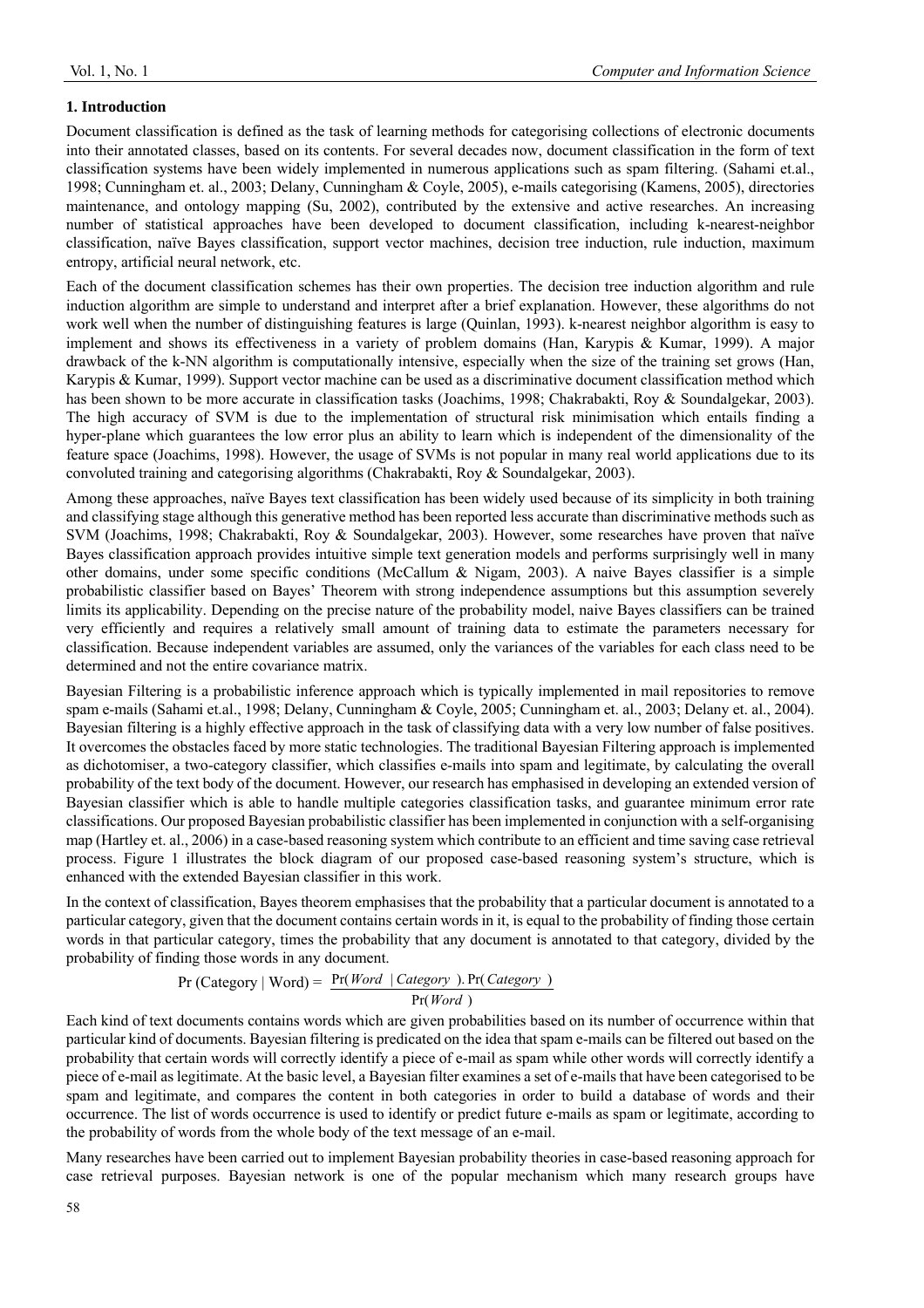### 1. Introduction

Document classification is defined as the task of learning methods for categorising collections of electronic documents into their annotated classes, based on its contents. For several decades now, document classification in the form of text classification systems have been widely implemented in numerous applications such as spam filtering. (Sahami et.al., 1998; Cunningham et. al., 2003; Delany, Cunningham & Coyle, 2005), e-mails categorising (Kamens, 2005), directories maintenance, and ontology mapping (Su, 2002), contributed by the extensive and active researches. An increasing number of statistical approaches have been developed to document classification, including k-nearest-neighbor classification, naïve Bayes classification, support vector machines, decision tree induction, rule induction, maximum entropy, artificial neural network, etc.

Each of the document classification schemes has their own properties. The decision tree induction algorithm and rule induction algorithm are simple to understand and interpret after a brief explanation. However, these algorithms do not work well when the number of distinguishing features is large (Quinlan, 1993). k-nearest neighbor algorithm is easy to implement and shows its effectiveness in a variety of problem domains (Han, Karypis & Kumar, 1999). A major drawback of the k-NN algorithm is computationally intensive, especially when the size of the training set grows (Han, Karypis & Kumar, 1999). Support vector machine can be used as a discriminative document classification method which has been shown to be more accurate in classification tasks (Joachims, 1998; Chakrabakti, Roy & Soundalgekar, 2003). The high accuracy of SVM is due to the implementation of structural risk minimisation which entails finding a hyper-plane which guarantees the low error plus an ability to learn which is independent of the dimensionality of the feature space (Joachims, 1998). However, the usage of SVMs is not popular in many real world applications due to its convoluted training and categorising algorithms (Chakrabakti, Roy & Soundalgekar, 2003).

Among these approaches, naïve Bayes text classification has been widely used because of its simplicity in both training and classifying stage although this generative method has been reported less accurate than discriminative methods such as SVM (Joachims, 1998; Chakrabakti, Roy & Soundalgekar, 2003). However, some researches have proven that naïve Bayes classification approach provides intuitive simple text generation models and performs surprisingly well in many other domains, under some specific conditions (McCallum & Nigam, 2003). A naive Bayes classifier is a simple probabilistic classifier based on Bayes' Theorem with strong independence assumptions but this assumption severely limits its applicability. Depending on the precise nature of the probability model, naive Bayes classifiers can be trained very efficiently and requires a relatively small amount of training data to estimate the parameters necessary for classification. Because independent variables are assumed, only the variances of the variables for each class need to be determined and not the entire covariance matrix.

Bayesian Filtering is a probabilistic inference approach which is typically implemented in mail repositories to remove spam e-mails (Sahami et.al., 1998; Delany, Cunningham & Coyle, 2005; Cunningham et. al., 2003; Delany et. al., 2004). Bayesian filtering is a highly effective approach in the task of classifying data with a very low number of false positives. It overcomes the obstacles faced by more static technologies. The traditional Bayesian Filtering approach is implemented as dichotomiser, a two-category classifier, which classifies e-mails into spam and legitimate, by calculating the overall probability of the text body of the document. However, our research has emphasised in developing an extended version of Bayesian classifier which is able to handle multiple categories classification tasks, and guarantee minimum error rate classifications. Our proposed Bayesian probabilistic classifier has been implemented in conjunction with a self-organising map (Hartley et. al., 2006) in a case-based reasoning system which contribute to an efficient and time saving case retrieval process. Figure 1 illustrates the block diagram of our proposed case-based reasoning system's structure, which is enhanced with the extended Bayesian classifier in this work.

In the context of classification, Bayes theorem emphasises that the probability that a particular document is annotated to a particular category, given that the document contains certain words in it, is equal to the probability of finding those certain words in that particular category, times the probability that any document is annotated to that category, divided by the probability of finding those words in any document.

$$\Pr(\text{Category} \mid \text{Word}) = \frac{\Pr(\textit{Word} \mid \textit{Category}).\Pr(\textit{Category})}{\Pr(\textit{Word})}$$

Each kind of text documents contains words which are given probabilities based on its number of occurrence within that particular kind of documents. Bayesian filtering is predicated on the idea that spam e-mails can be filtered out based on the probability that certain words will correctly identify a piece of e-mail as spam while other words will correctly identify a piece of e-mail as legitimate. At the basic level, a Bayesian filter examines a set of e-mails that have been categorised to be spam and legitimate, and compares the content in both categories in order to build a database of words and their occurrence. The list of words occurrence is used to identify or predict future e-mails as spam or legitimate, according to the probability of words from the whole body of the text message of an e-mail.

Many researches have been carried out to implement Bayesian probability theories in case-based reasoning approach for case retrieval purposes. Bayesian network is one of the popular mechanism which many research groups have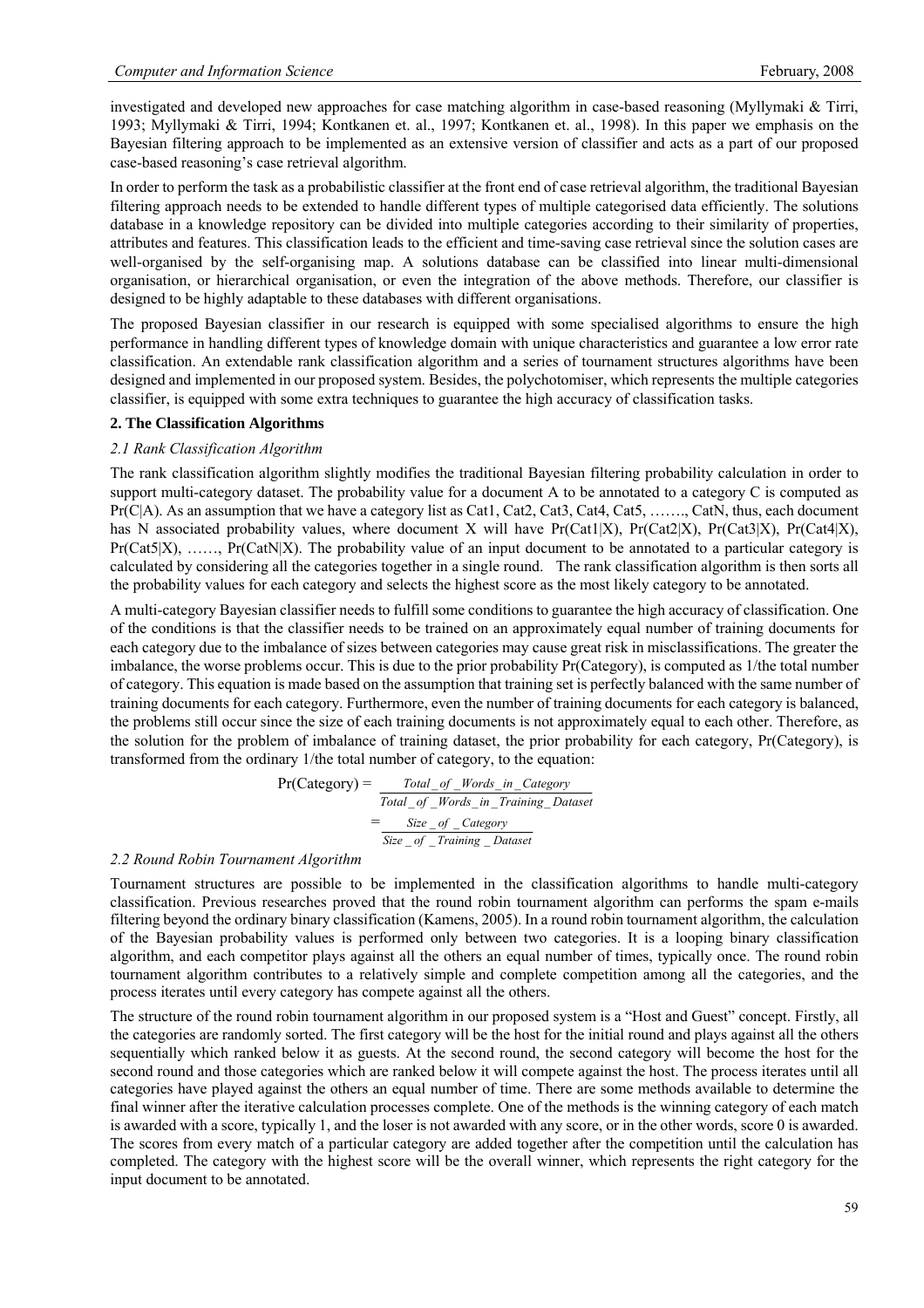investigated and developed new approaches for case matching algorithm in case-based reasoning (Myllymaki & Tirri, 1993; Myllymaki & Tirri, 1994; Kontkanen et. al., 1997; Kontkanen et. al., 1998). In this paper we emphasis on the Bayesian filtering approach to be implemented as an extensive version of classifier and acts as a part of our proposed case-based reasoning's case retrieval algorithm.

In order to perform the task as a probabilistic classifier at the front end of case retrieval algorithm, the traditional Bayesian filtering approach needs to be extended to handle different types of multiple categorised data efficiently. The solutions database in a knowledge repository can be divided into multiple categories according to their similarity of properties, attributes and features. This classification leads to the efficient and time-saving case retrieval since the solution cases are well-organised by the self-organising map. A solutions database can be classified into linear multi-dimensional organisation, or hierarchical organisation, or even the integration of the above methods. Therefore, our classifier is designed to be highly adaptable to these databases with different organisations.

The proposed Bayesian classifier in our research is equipped with some specialised algorithms to ensure the high performance in handling different types of knowledge domain with unique characteristics and guarantee a low error rate classification. An extendable rank classification algorithm and a series of tournament structures algorithms have been designed and implemented in our proposed system. Besides, the polychotomiser, which represents the multiple categories classifier, is equipped with some extra techniques to guarantee the high accuracy of classification tasks.

## 2. The Classification Algorithms

### *2.1 Rank Classification Algorithm*

The rank classification algorithm slightly modifies the traditional Bayesian filtering probability calculation in order to support multi-category dataset. The probability value for a document A to be annotated to a category C is computed as Pr(C|A). As an assumption that we have a category list as Cat1, Cat2, Cat3, Cat4, Cat5, ……., CatN, thus, each document has N associated probability values, where document X will have Pr(Cat1|X), Pr(Cat2|X), Pr(Cat3|X), Pr(Cat4|X), Pr(Cat5|X), ……, Pr(CatN|X). The probability value of an input document to be annotated to a particular category is calculated by considering all the categories together in a single round. The rank classification algorithm is then sorts all the probability values for each category and selects the highest score as the most likely category to be annotated.

A multi-category Bayesian classifier needs to fulfill some conditions to guarantee the high accuracy of classification. One of the conditions is that the classifier needs to be trained on an approximately equal number of training documents for each category due to the imbalance of sizes between categories may cause great risk in misclassifications. The greater the imbalance, the worse problems occur. This is due to the prior probability Pr(Category), is computed as 1/the total number of category. This equation is made based on the assumption that training set is perfectly balanced with the same number of training documents for each category. Furthermore, even the number of training documents for each category is balanced, the problems still occur since the size of each training documents is not approximately equal to each other. Therefore, as the solution for the problem of imbalance of training dataset, the prior probability for each category, Pr(Category), is transformed from the ordinary 1/the total number of category, to the equation:

$$\Pr(\text{Category}) = \frac{Total\_of\_Words\_in\_Category}{Total\_of\_Words\_in\_Training\_Dataset} = \frac{Size\_of\_Category}{Size\_of\_Training\_Dataset}$$

### *2.2 Round Robin Tournament Algorithm*

Tournament structures are possible to be implemented in the classification algorithms to handle multi-category classification. Previous researches proved that the round robin tournament algorithm can performs the spam e-mails filtering beyond the ordinary binary classification (Kamens, 2005). In a round robin tournament algorithm, the calculation of the Bayesian probability values is performed only between two categories. It is a looping binary classification algorithm, and each competitor plays against all the others an equal number of times, typically once. The round robin tournament algorithm contributes to a relatively simple and complete competition among all the categories, and the process iterates until every category has compete against all the others.

The structure of the round robin tournament algorithm in our proposed system is a "Host and Guest" concept. Firstly, all the categories are randomly sorted. The first category will be the host for the initial round and plays against all the others sequentially which ranked below it as guests. At the second round, the second category will become the host for the second round and those categories which are ranked below it will compete against the host. The process iterates until all categories have played against the others an equal number of time. There are some methods available to determine the final winner after the iterative calculation processes complete. One of the methods is the winning category of each match is awarded with a score, typically 1, and the loser is not awarded with any score, or in the other words, score 0 is awarded. The scores from every match of a particular category are added together after the competition until the calculation has completed. The category with the highest score will be the overall winner, which represents the right category for the input document to be annotated.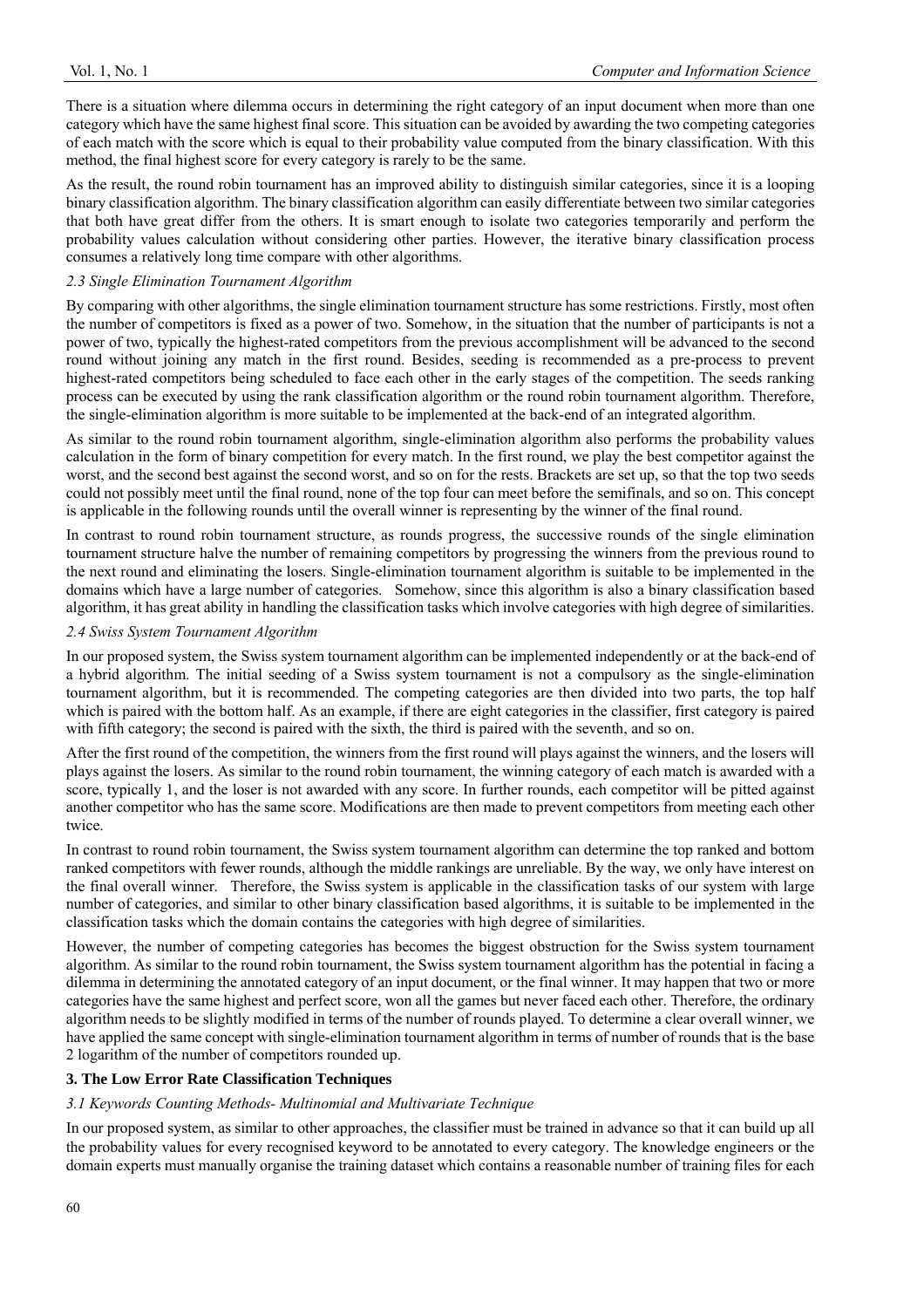There is a situation where dilemma occurs in determining the right category of an input document when more than one category which have the same highest final score. This situation can be avoided by awarding the two competing categories of each match with the score which is equal to their probability value computed from the binary classification. With this method, the final highest score for every category is rarely to be the same.

As the result, the round robin tournament has an improved ability to distinguish similar categories, since it is a looping binary classification algorithm. The binary classification algorithm can easily differentiate between two similar categories that both have great differ from the others. It is smart enough to isolate two categories temporarily and perform the probability values calculation without considering other parties. However, the iterative binary classification process consumes a relatively long time compare with other algorithms.

### *2.3 Single Elimination Tournament Algorithm*

By comparing with other algorithms, the single elimination tournament structure has some restrictions. Firstly, most often the number of competitors is fixed as a power of two. Somehow, in the situation that the number of participants is not a power of two, typically the highest-rated competitors from the previous accomplishment will be advanced to the second round without joining any match in the first round. Besides, seeding is recommended as a pre-process to prevent highest-rated competitors being scheduled to face each other in the early stages of the competition. The seeds ranking process can be executed by using the rank classification algorithm or the round robin tournament algorithm. Therefore, the single-elimination algorithm is more suitable to be implemented at the back-end of an integrated algorithm.

As similar to the round robin tournament algorithm, single-elimination algorithm also performs the probability values calculation in the form of binary competition for every match. In the first round, we play the best competitor against the worst, and the second best against the second worst, and so on for the rests. Brackets are set up, so that the top two seeds could not possibly meet until the final round, none of the top four can meet before the semifinals, and so on. This concept is applicable in the following rounds until the overall winner is representing by the winner of the final round.

In contrast to round robin tournament structure, as rounds progress, the successive rounds of the single elimination tournament structure halve the number of remaining competitors by progressing the winners from the previous round to the next round and eliminating the losers. Single-elimination tournament algorithm is suitable to be implemented in the domains which have a large number of categories. Somehow, since this algorithm is also a binary classification based algorithm, it has great ability in handling the classification tasks which involve categories with high degree of similarities.

### *2.4 Swiss System Tournament Algorithm*

In our proposed system, the Swiss system tournament algorithm can be implemented independently or at the back-end of a hybrid algorithm. The initial seeding of a Swiss system tournament is not a compulsory as the single-elimination tournament algorithm, but it is recommended. The competing categories are then divided into two parts, the top half which is paired with the bottom half. As an example, if there are eight categories in the classifier, first category is paired with fifth category; the second is paired with the sixth, the third is paired with the seventh, and so on.

After the first round of the competition, the winners from the first round will plays against the winners, and the losers will plays against the losers. As similar to the round robin tournament, the winning category of each match is awarded with a score, typically 1, and the loser is not awarded with any score. In further rounds, each competitor will be pitted against another competitor who has the same score. Modifications are then made to prevent competitors from meeting each other twice.

In contrast to round robin tournament, the Swiss system tournament algorithm can determine the top ranked and bottom ranked competitors with fewer rounds, although the middle rankings are unreliable. By the way, we only have interest on the final overall winner. Therefore, the Swiss system is applicable in the classification tasks of our system with large number of categories, and similar to other binary classification based algorithms, it is suitable to be implemented in the classification tasks which the domain contains the categories with high degree of similarities.

However, the number of competing categories has becomes the biggest obstruction for the Swiss system tournament algorithm. As similar to the round robin tournament, the Swiss system tournament algorithm has the potential in facing a dilemma in determining the annotated category of an input document, or the final winner. It may happen that two or more categories have the same highest and perfect score, won all the games but never faced each other. Therefore, the ordinary algorithm needs to be slightly modified in terms of the number of rounds played. To determine a clear overall winner, we have applied the same concept with single-elimination tournament algorithm in terms of number of rounds that is the base 2 logarithm of the number of competitors rounded up.

## **3. The Low Error Rate Classification Techniques**

### *3.1 Keywords Counting Methods- Multinomial and Multivariate Technique*

In our proposed system, as similar to other approaches, the classifier must be trained in advance so that it can build up all the probability values for every recognised keyword to be annotated to every category. The knowledge engineers or the domain experts must manually organise the training dataset which contains a reasonable number of training files for each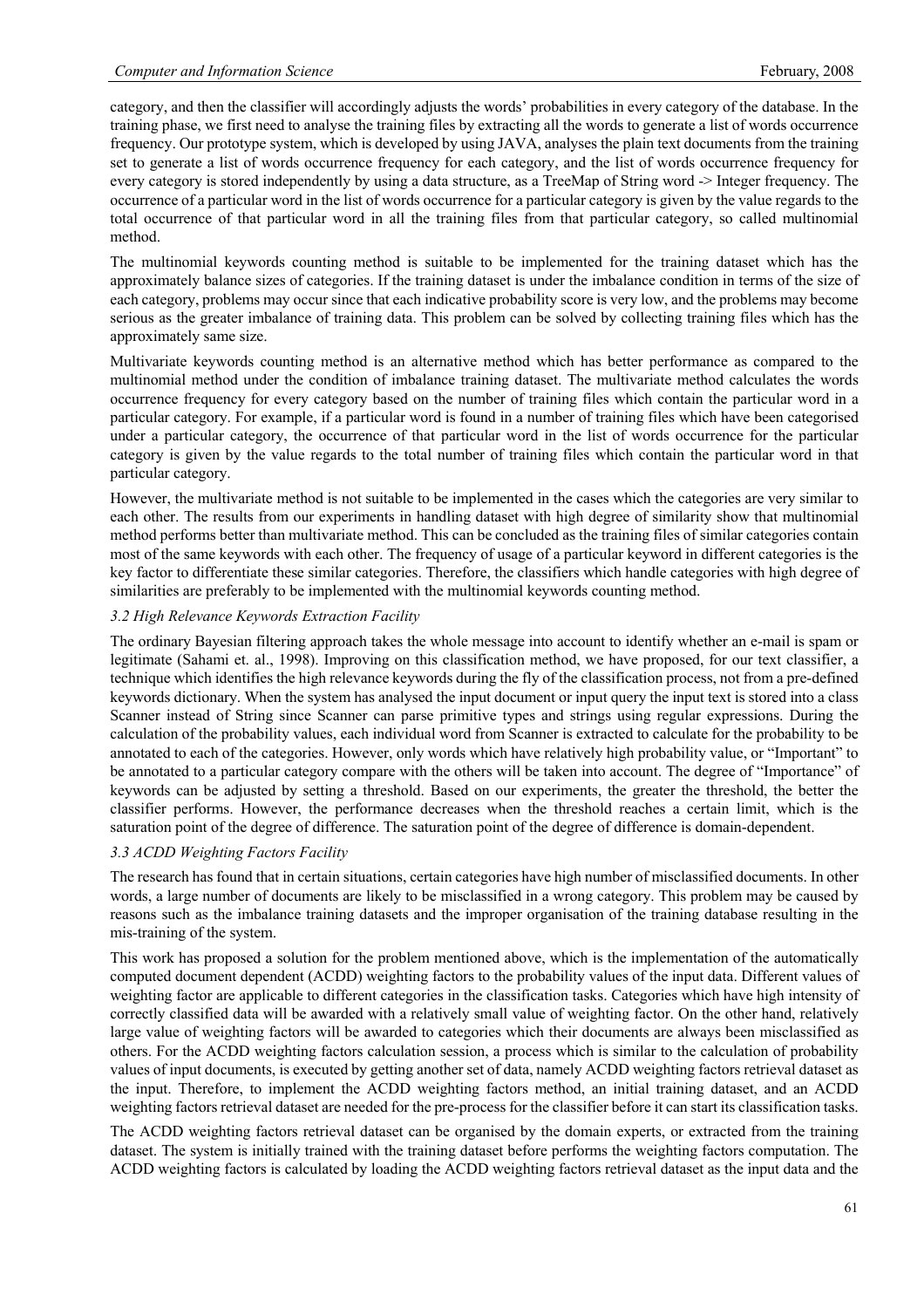category, and then the classifier will accordingly adjusts the words' probabilities in every category of the database. In the training phase, we first need to analyse the training files by extracting all the words to generate a list of words occurrence frequency. Our prototype system, which is developed by using JAVA, analyses the plain text documents from the training set to generate a list of words occurrence frequency for each category, and the list of words occurrence frequency for every category is stored independently by using a data structure, as a TreeMap of String word -> Integer frequency. The occurrence of a particular word in the list of words occurrence for a particular category is given by the value regards to the total occurrence of that particular word in all the training files from that particular category, so called multinomial method.

The multinomial keywords counting method is suitable to be implemented for the training dataset which has the approximately balance sizes of categories. If the training dataset is under the imbalance condition in terms of the size of each category, problems may occur since that each indicative probability score is very low, and the problems may become serious as the greater imbalance of training data. This problem can be solved by collecting training files which has the approximately same size.

Multivariate keywords counting method is an alternative method which has better performance as compared to the multinomial method under the condition of imbalance training dataset. The multivariate method calculates the words occurrence frequency for every category based on the number of training files which contain the particular word in a particular category. For example, if a particular word is found in a number of training files which have been categorised under a particular category, the occurrence of that particular word in the list of words occurrence for the particular category is given by the value regards to the total number of training files which contain the particular word in that particular category.

However, the multivariate method is not suitable to be implemented in the cases which the categories are very similar to each other. The results from our experiments in handling dataset with high degree of similarity show that multinomial method performs better than multivariate method. This can be concluded as the training files of similar categories contain most of the same keywords with each other. The frequency of usage of a particular keyword in different categories is the key factor to differentiate these similar categories. Therefore, the classifiers which handle categories with high degree of similarities are preferably to be implemented with the multinomial keywords counting method.

### *3.2 High Relevance Keywords Extraction Facility*

The ordinary Bayesian filtering approach takes the whole message into account to identify whether an e-mail is spam or legitimate (Sahami et. al., 1998). Improving on this classification method, we have proposed, for our text classifier, a technique which identifies the high relevance keywords during the fly of the classification process, not from a pre-defined keywords dictionary. When the system has analysed the input document or input query the input text is stored into a class Scanner instead of String since Scanner can parse primitive types and strings using regular expressions. During the calculation of the probability values, each individual word from Scanner is extracted to calculate for the probability to be annotated to each of the categories. However, only words which have relatively high probability value, or "Important" to be annotated to a particular category compare with the others will be taken into account. The degree of "Importance" of keywords can be adjusted by setting a threshold. Based on our experiments, the greater the threshold, the better the classifier performs. However, the performance decreases when the threshold reaches a certain limit, which is the saturation point of the degree of difference. The saturation point of the degree of difference is domain-dependent.

### *3.3 ACDD Weighting Factors Facility*

The research has found that in certain situations, certain categories have high number of misclassified documents. In other words, a large number of documents are likely to be misclassified in a wrong category. This problem may be caused by reasons such as the imbalance training datasets and the improper organisation of the training database resulting in the mis-training of the system.

This work has proposed a solution for the problem mentioned above, which is the implementation of the automatically computed document dependent (ACDD) weighting factors to the probability values of the input data. Different values of weighting factor are applicable to different categories in the classification tasks. Categories which have high intensity of correctly classified data will be awarded with a relatively small value of weighting factor. On the other hand, relatively large value of weighting factors will be awarded to categories which their documents are always been misclassified as others. For the ACDD weighting factors calculation session, a process which is similar to the calculation of probability values of input documents, is executed by getting another set of data, namely ACDD weighting factors retrieval dataset as the input. Therefore, to implement the ACDD weighting factors method, an initial training dataset, and an ACDD weighting factors retrieval dataset are needed for the pre-process for the classifier before it can start its classification tasks.

The ACDD weighting factors retrieval dataset can be organised by the domain experts, or extracted from the training dataset. The system is initially trained with the training dataset before performs the weighting factors computation. The ACDD weighting factors is calculated by loading the ACDD weighting factors retrieval dataset as the input data and the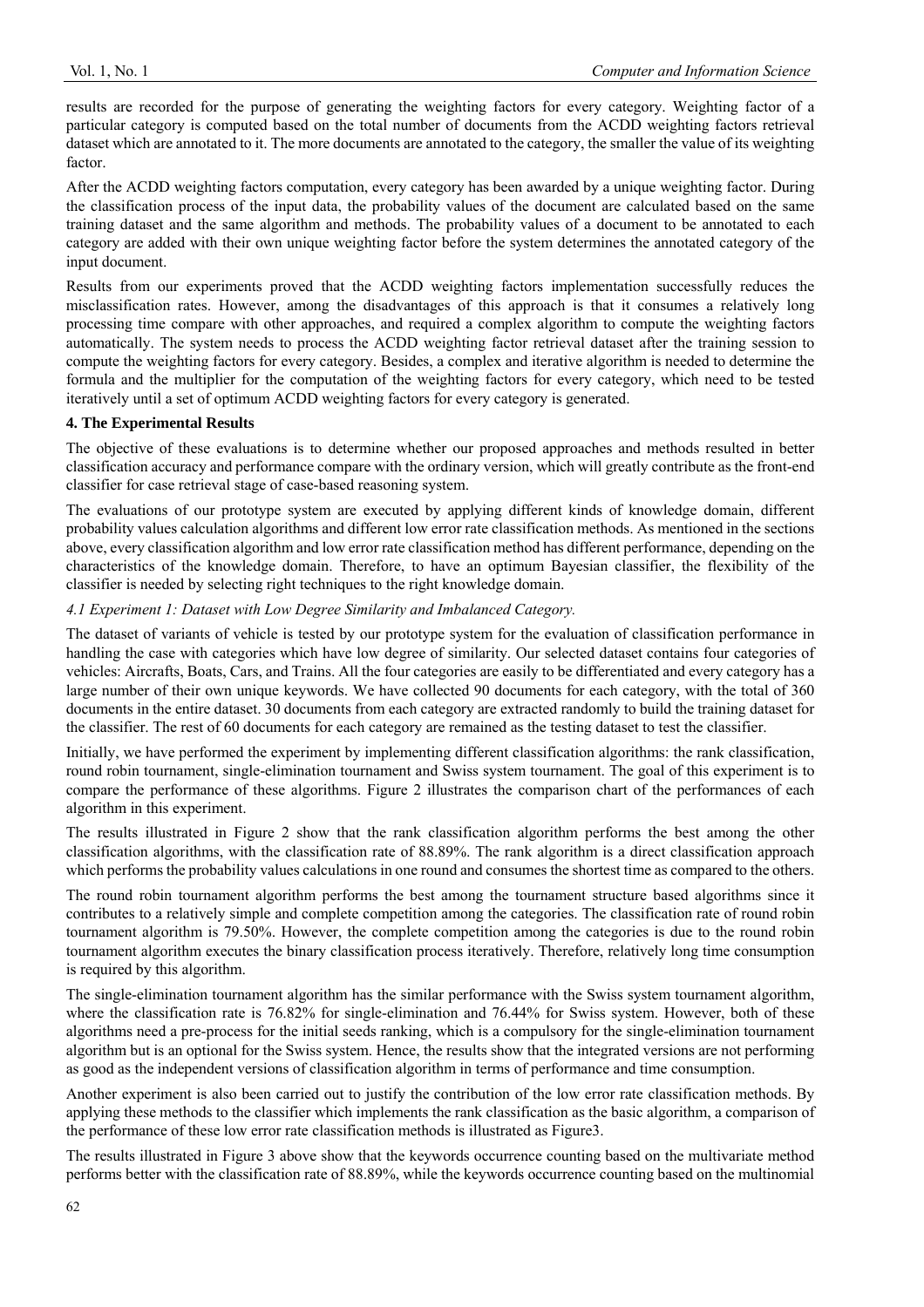results are recorded for the purpose of generating the weighting factors for every category. Weighting factor of a particular category is computed based on the total number of documents from the ACDD weighting factors retrieval dataset which are annotated to it. The more documents are annotated to the category, the smaller the value of its weighting factor.

After the ACDD weighting factors computation, every category has been awarded by a unique weighting factor. During the classification process of the input data, the probability values of the document are calculated based on the same training dataset and the same algorithm and methods. The probability values of a document to be annotated to each category are added with their own unique weighting factor before the system determines the annotated category of the input document.

Results from our experiments proved that the ACDD weighting factors implementation successfully reduces the misclassification rates. However, among the disadvantages of this approach is that it consumes a relatively long processing time compare with other approaches, and required a complex algorithm to compute the weighting factors automatically. The system needs to process the ACDD weighting factor retrieval dataset after the training session to compute the weighting factors for every category. Besides, a complex and iterative algorithm is needed to determine the formula and the multiplier for the computation of the weighting factors for every category, which need to be tested iteratively until a set of optimum ACDD weighting factors for every category is generated.

## 4. The Experimental Results

The objective of these evaluations is to determine whether our proposed approaches and methods resulted in better classification accuracy and performance compare with the ordinary version, which will greatly contribute as the front-end classifier for case retrieval stage of case-based reasoning system.

The evaluations of our prototype system are executed by applying different kinds of knowledge domain, different probability values calculation algorithms and different low error rate classification methods. As mentioned in the sections above, every classification algorithm and low error rate classification method has different performance, depending on the characteristics of the knowledge domain. Therefore, to have an optimum Bayesian classifier, the flexibility of the classifier is needed by selecting right techniques to the right knowledge domain.

### *4.1 Experiment 1: Dataset with Low Degree Similarity and Imbalanced Category.*

The dataset of variants of vehicle is tested by our prototype system for the evaluation of classification performance in handling the case with categories which have low degree of similarity. Our selected dataset contains four categories of vehicles: Aircrafts, Boats, Cars, and Trains. All the four categories are easily to be differentiated and every category has a large number of their own unique keywords. We have collected 90 documents for each category, with the total of 360 documents in the entire dataset. 30 documents from each category are extracted randomly to build the training dataset for the classifier. The rest of 60 documents for each category are remained as the testing dataset to test the classifier.

Initially, we have performed the experiment by implementing different classification algorithms: the rank classification, round robin tournament, single-elimination tournament and Swiss system tournament. The goal of this experiment is to compare the performance of these algorithms. Figure 2 illustrates the comparison chart of the performances of each algorithm in this experiment.

The results illustrated in Figure 2 show that the rank classification algorithm performs the best among the other classification algorithms, with the classification rate of 88.89%. The rank algorithm is a direct classification approach which performs the probability values calculations in one round and consumes the shortest time as compared to the others.

The round robin tournament algorithm performs the best among the tournament structure based algorithms since it contributes to a relatively simple and complete competition among the categories. The classification rate of round robin tournament algorithm is 79.50%. However, the complete competition among the categories is due to the round robin tournament algorithm executes the binary classification process iteratively. Therefore, relatively long time consumption is required by this algorithm.

The single-elimination tournament algorithm has the similar performance with the Swiss system tournament algorithm, where the classification rate is 76.82% for single-elimination and 76.44% for Swiss system. However, both of these algorithms need a pre-process for the initial seeds ranking, which is a compulsory for the single-elimination tournament algorithm but is an optional for the Swiss system. Hence, the results show that the integrated versions are not performing as good as the independent versions of classification algorithm in terms of performance and time consumption.

Another experiment is also been carried out to justify the contribution of the low error rate classification methods. By applying these methods to the classifier which implements the rank classification as the basic algorithm, a comparison of the performance of these low error rate classification methods is illustrated as Figure3.

The results illustrated in Figure 3 above show that the keywords occurrence counting based on the multivariate method performs better with the classification rate of 88.89%, while the keywords occurrence counting based on the multinomial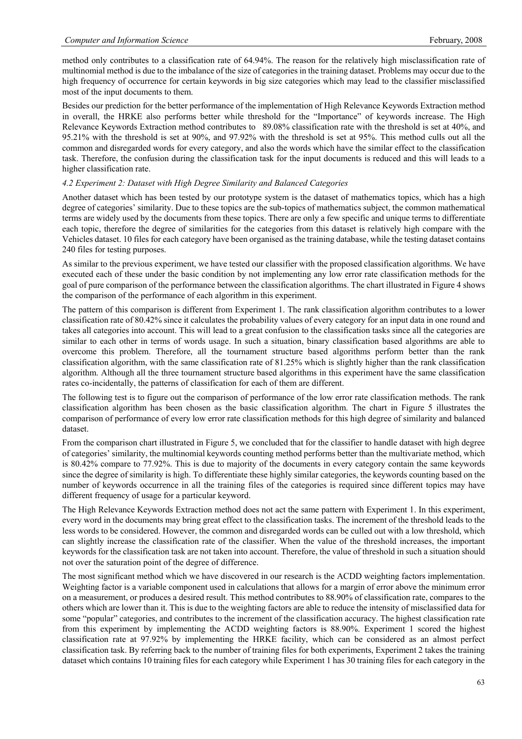method only contributes to a classification rate of 64.94%. The reason for the relatively high misclassification rate of multinomial method is due to the imbalance of the size of categories in the training dataset. Problems may occur due to the high frequency of occurrence for certain keywords in big size categories which may lead to the classifier misclassified most of the input documents to them.

Besides our prediction for the better performance of the implementation of High Relevance Keywords Extraction method in overall, the HRKE also performs better while threshold for the "Importance" of keywords increase. The High Relevance Keywords Extraction method contributes to 89.08% classification rate with the threshold is set at 40%, and 95.21% with the threshold is set at 90%, and 97.92% with the threshold is set at 95%. This method culls out all the common and disregarded words for every category, and also the words which have the similar effect to the classification task. Therefore, the confusion during the classification task for the input documents is reduced and this will leads to a higher classification rate.

### *4.2 Experiment 2: Dataset with High Degree Similarity and Balanced Categories*

Another dataset which has been tested by our prototype system is the dataset of mathematics topics, which has a high degree of categories' similarity. Due to these topics are the sub-topics of mathematics subject, the common mathematical terms are widely used by the documents from these topics. There are only a few specific and unique terms to differentiate each topic, therefore the degree of similarities for the categories from this dataset is relatively high compare with the Vehicles dataset. 10 files for each category have been organised as the training database, while the testing dataset contains 240 files for testing purposes.

As similar to the previous experiment, we have tested our classifier with the proposed classification algorithms. We have executed each of these under the basic condition by not implementing any low error rate classification methods for the goal of pure comparison of the performance between the classification algorithms. The chart illustrated in Figure 4 shows the comparison of the performance of each algorithm in this experiment.

The pattern of this comparison is different from Experiment 1. The rank classification algorithm contributes to a lower classification rate of 80.42% since it calculates the probability values of every category for an input data in one round and takes all categories into account. This will lead to a great confusion to the classification tasks since all the categories are similar to each other in terms of words usage. In such a situation, binary classification based algorithms are able to overcome this problem. Therefore, all the tournament structure based algorithms perform better than the rank classification algorithm, with the same classification rate of 81.25% which is slightly higher than the rank classification algorithm. Although all the three tournament structure based algorithms in this experiment have the same classification rates co-incidentally, the patterns of classification for each of them are different.

The following test is to figure out the comparison of performance of the low error rate classification methods. The rank classification algorithm has been chosen as the basic classification algorithm. The chart in Figure 5 illustrates the comparison of performance of every low error rate classification methods for this high degree of similarity and balanced dataset.

From the comparison chart illustrated in Figure 5, we concluded that for the classifier to handle dataset with high degree of categories' similarity, the multinomial keywords counting method performs better than the multivariate method, which is 80.42% compare to 77.92%. This is due to majority of the documents in every category contain the same keywords since the degree of similarity is high. To differentiate these highly similar categories, the keywords counting based on the number of keywords occurrence in all the training files of the categories is required since different topics may have different frequency of usage for a particular keyword.

The High Relevance Keywords Extraction method does not act the same pattern with Experiment 1. In this experiment, every word in the documents may bring great effect to the classification tasks. The increment of the threshold leads to the less words to be considered. However, the common and disregarded words can be culled out with a low threshold, which can slightly increase the classification rate of the classifier. When the value of the threshold increases, the important keywords for the classification task are not taken into account. Therefore, the value of threshold in such a situation should not over the saturation point of the degree of difference.

The most significant method which we have discovered in our research is the ACDD weighting factors implementation. Weighting factor is a variable component used in calculations that allows for a margin of error above the minimum error on a measurement, or produces a desired result. This method contributes to 88.90% of classification rate, compares to the others which are lower than it. This is due to the weighting factors are able to reduce the intensity of misclassified data for some "popular" categories, and contributes to the increment of the classification accuracy. The highest classification rate from this experiment by implementing the ACDD weighting factors is 88.90%. Experiment 1 scored the highest classification rate at 97.92% by implementing the HRKE facility, which can be considered as an almost perfect classification task. By referring back to the number of training files for both experiments, Experiment 2 takes the training dataset which contains 10 training files for each category while Experiment 1 has 30 training files for each category in the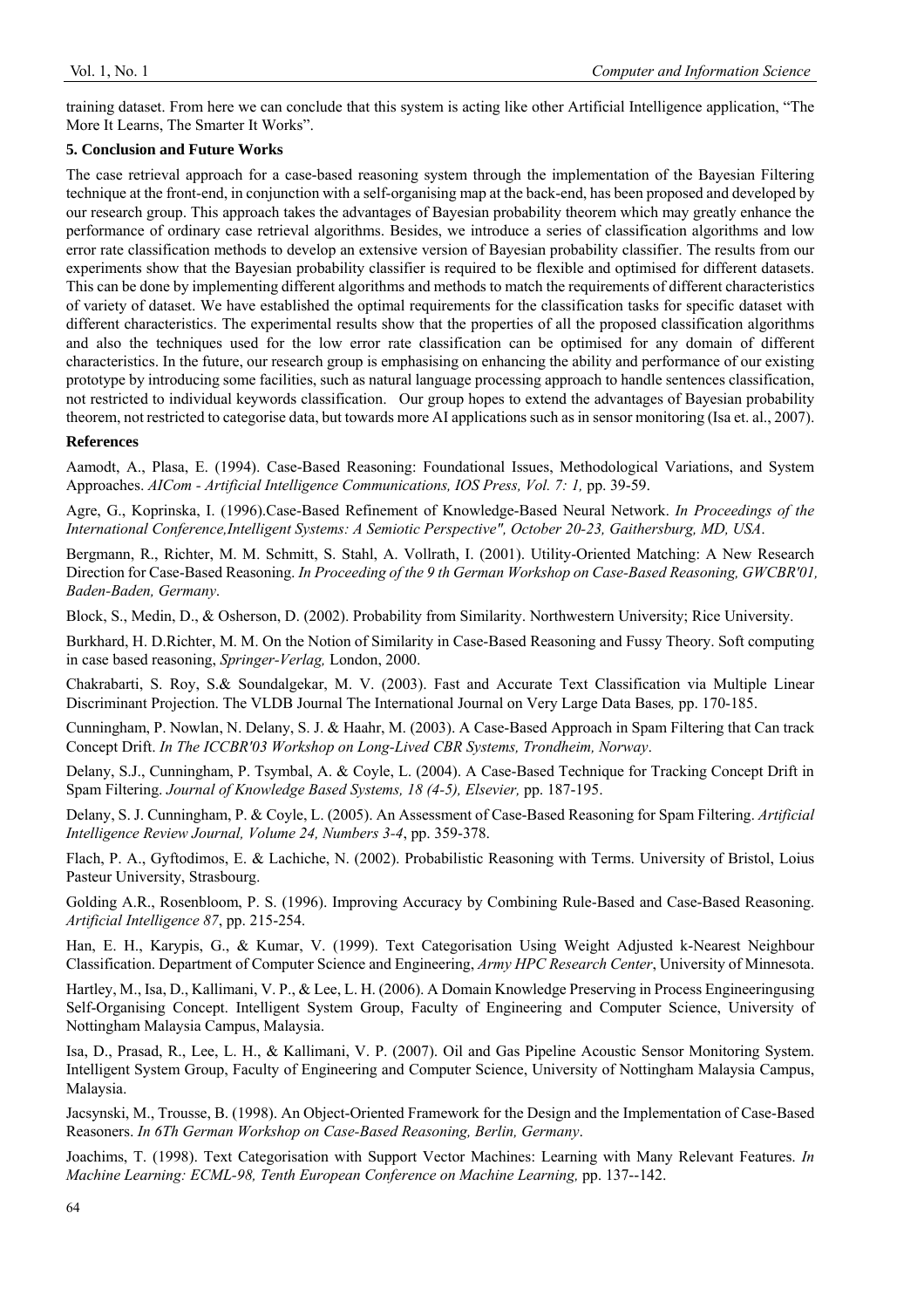training dataset. From here we can conclude that this system is acting like other Artificial Intelligence application, "The More It Learns, The Smarter It Works".

## 5. Conclusion and Future Works

The case retrieval approach for a case-based reasoning system through the implementation of the Bayesian Filtering technique at the front-end, in conjunction with a self-organising map at the back-end, has been proposed and developed by our research group. This approach takes the advantages of Bayesian probability theorem which may greatly enhance the performance of ordinary case retrieval algorithms. Besides, we introduce a series of classification algorithms and low error rate classification methods to develop an extensive version of Bayesian probability classifier. The results from our experiments show that the Bayesian probability classifier is required to be flexible and optimised for different datasets. This can be done by implementing different algorithms and methods to match the requirements of different characteristics of variety of dataset. We have established the optimal requirements for the classification tasks for specific dataset with different characteristics. The experimental results show that the properties of all the proposed classification algorithms and also the techniques used for the low error rate classification can be optimised for any domain of different characteristics. In the future, our research group is emphasising on enhancing the ability and performance of our existing prototype by introducing some facilities, such as natural language processing approach to handle sentences classification, not restricted to individual keywords classification. Our group hopes to extend the advantages of Bayesian probability theorem, not restricted to categorise data, but towards more AI applications such as in sensor monitoring (Isa et. al., 2007).

## References

Aamodt, A., Plasa, E. (1994). Case-Based Reasoning: Foundational Issues, Methodological Variations, and System Approaches. *AICom - Artificial Intelligence Communications, IOS Press, Vol. 7: 1,* pp. 39-59.

Agre, G., Koprinska, I. (1996).Case-Based Refinement of Knowledge-Based Neural Network. *In Proceedings of the International Conference,Intelligent Systems: A Semiotic Perspective", October 20-23, Gaithersburg, MD, USA*.

Bergmann, R., Richter, M. M. Schmitt, S. Stahl, A. Vollrath, I. (2001). Utility-Oriented Matching: A New Research Direction for Case-Based Reasoning. *In Proceeding of the 9 th German Workshop on Case-Based Reasoning, GWCBR'01, Baden-Baden, Germany*.

Block, S., Medin, D., & Osherson, D. (2002). Probability from Similarity. Northwestern University; Rice University.

Burkhard, H. D.Richter, M. M. On the Notion of Similarity in Case-Based Reasoning and Fussy Theory. Soft computing in case based reasoning, *Springer-Verlag,* London, 2000.

Chakrabarti, S. Roy, S.& Soundalgekar, M. V. (2003). Fast and Accurate Text Classification via Multiple Linear Discriminant Projection. The VLDB Journal The International Journal on Very Large Data Bases*,* pp. 170-185.

Cunningham, P. Nowlan, N. Delany, S. J. & Haahr, M. (2003). A Case-Based Approach in Spam Filtering that Can track Concept Drift. *In The ICCBR'03 Workshop on Long-Lived CBR Systems, Trondheim, Norway*.

Delany, S.J., Cunningham, P. Tsymbal, A. & Coyle, L. (2004). A Case-Based Technique for Tracking Concept Drift in Spam Filtering. *Journal of Knowledge Based Systems, 18 (4-5), Elsevier,* pp. 187-195.

Delany, S. J. Cunningham, P. & Coyle, L. (2005). An Assessment of Case-Based Reasoning for Spam Filtering. *Artificial Intelligence Review Journal, Volume 24, Numbers 3-4*, pp. 359-378.

Flach, P. A., Gyftodimos, E. & Lachiche, N. (2002). Probabilistic Reasoning with Terms. University of Bristol, Loius Pasteur University, Strasbourg.

Golding A.R., Rosenbloom, P. S. (1996). Improving Accuracy by Combining Rule-Based and Case-Based Reasoning. *Artificial Intelligence 87*, pp. 215-254.

Han, E. H., Karypis, G., & Kumar, V. (1999). Text Categorisation Using Weight Adjusted k-Nearest Neighbour Classification. Department of Computer Science and Engineering, *Army HPC Research Center*, University of Minnesota.

Hartley, M., Isa, D., Kallimani, V. P., & Lee, L. H. (2006). A Domain Knowledge Preserving in Process Engineeringusing Self-Organising Concept. Intelligent System Group, Faculty of Engineering and Computer Science, University of Nottingham Malaysia Campus, Malaysia.

Isa, D., Prasad, R., Lee, L. H., & Kallimani, V. P. (2007). Oil and Gas Pipeline Acoustic Sensor Monitoring System. Intelligent System Group, Faculty of Engineering and Computer Science, University of Nottingham Malaysia Campus, Malaysia.

Jacsynski, M., Trousse, B. (1998). An Object-Oriented Framework for the Design and the Implementation of Case-Based Reasoners. *In 6Th German Workshop on Case-Based Reasoning, Berlin, Germany*.

Joachims, T. (1998). Text Categorisation with Support Vector Machines: Learning with Many Relevant Features. *In Machine Learning: ECML-98, Tenth European Conference on Machine Learning,* pp. 137--142.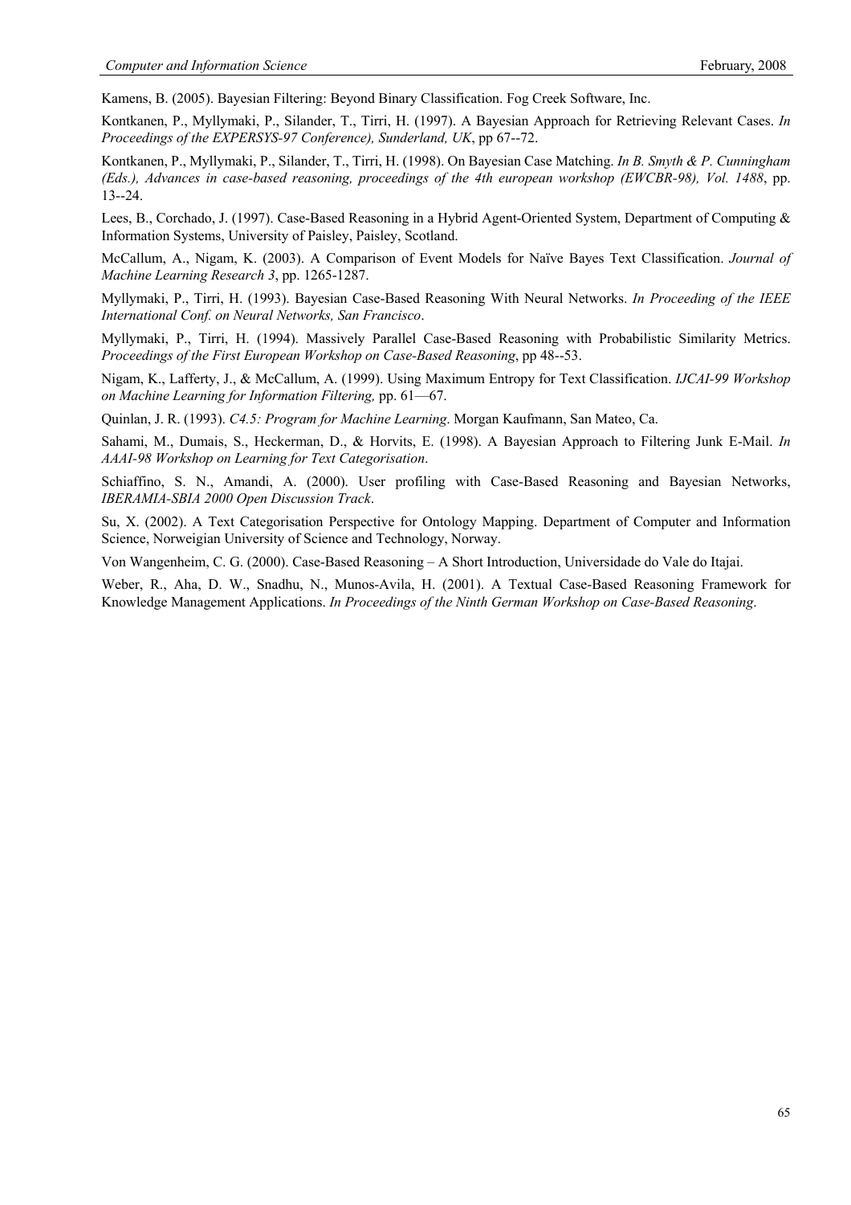Kamens, B. (2005). Bayesian Filtering: Beyond Binary Classification. Fog Creek Software, Inc.

Kontkanen, P., Myllymaki, P., Silander, T., Tirri, H. (1997). A Bayesian Approach for Retrieving Relevant Cases. *In Proceedings of the EXPERSYS-97 Conference), Sunderland, UK*, pp 67--72.

Kontkanen, P., Myllymaki, P., Silander, T., Tirri, H. (1998). On Bayesian Case Matching. *In B. Smyth & P. Cunningham (Eds.), Advances in case-based reasoning, proceedings of the 4th european workshop (EWCBR-98), Vol. 1488*, pp. 13--24.

Lees, B., Corchado, J. (1997). Case-Based Reasoning in a Hybrid Agent-Oriented System, Department of Computing & Information Systems, University of Paisley, Paisley, Scotland.

McCallum, A., Nigam, K. (2003). A Comparison of Event Models for Naïve Bayes Text Classification. *Journal of Machine Learning Research 3*, pp. 1265-1287.

Myllymaki, P., Tirri, H. (1993). Bayesian Case-Based Reasoning With Neural Networks. *In Proceeding of the IEEE International Conf. on Neural Networks, San Francisco*.

Myllymaki, P., Tirri, H. (1994). Massively Parallel Case-Based Reasoning with Probabilistic Similarity Metrics. *Proceedings of the First European Workshop on Case-Based Reasoning*, pp 48--53.

Nigam, K., Lafferty, J., & McCallum, A. (1999). Using Maximum Entropy for Text Classification. *IJCAI-99 Workshop on Machine Learning for Information Filtering,* pp. 61—67.

Quinlan, J. R. (1993). *C4.5: Program for Machine Learning*. Morgan Kaufmann, San Mateo, Ca.

Sahami, M., Dumais, S., Heckerman, D., & Horvits, E. (1998). A Bayesian Approach to Filtering Junk E-Mail. *In AAAI-98 Workshop on Learning for Text Categorisation*.

Schiaffino, S. N., Amandi, A. (2000). User profiling with Case-Based Reasoning and Bayesian Networks, *IBERAMIA-SBIA 2000 Open Discussion Track*.

Su, X. (2002). A Text Categorisation Perspective for Ontology Mapping. Department of Computer and Information Science, Norweigian University of Science and Technology, Norway.

Von Wangenheim, C. G. (2000). Case-Based Reasoning – A Short Introduction, Universidade do Vale do Itajai.

Weber, R., Aha, D. W., Snadhu, N., Munos-Avila, H. (2001). A Textual Case-Based Reasoning Framework for Knowledge Management Applications. *In Proceedings of the Ninth German Workshop on Case-Based Reasoning*.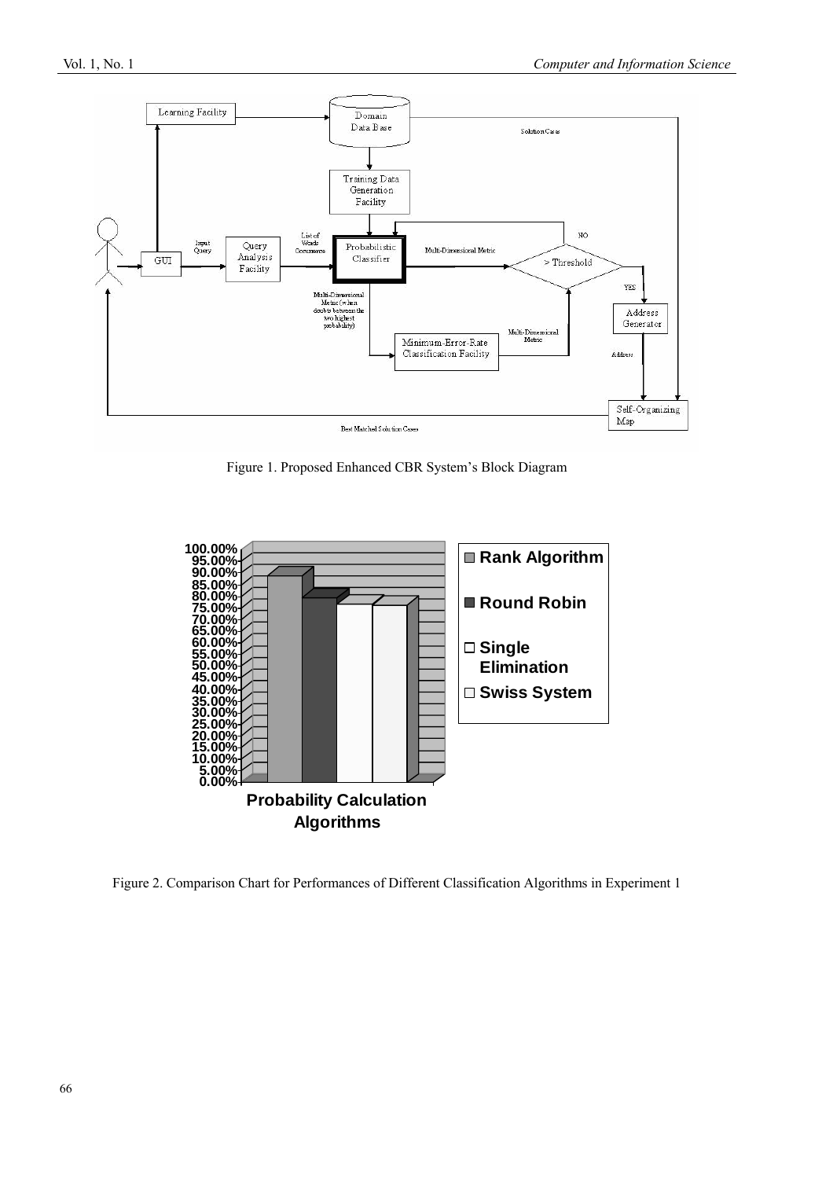Figure 1. Proposed Enhanced CBR System's Block Diagram

Figure 2. Comparison Chart for Performances of Different Classification Algorithms in Experiment 1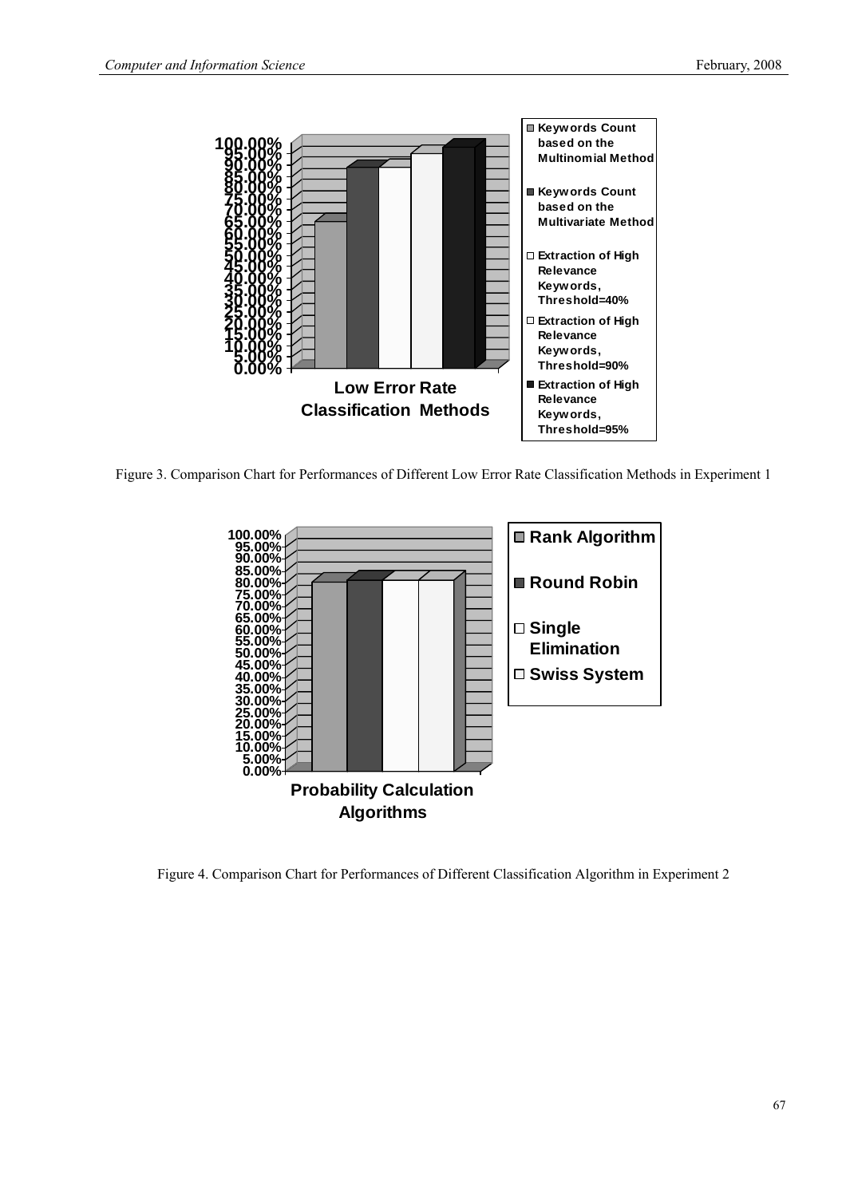Figure 3. Comparison Chart for Performances of Different Low Error Rate Classification Methods in Experiment 1

Figure 4. Comparison Chart for Performances of Different Classification Algorithm in Experiment 2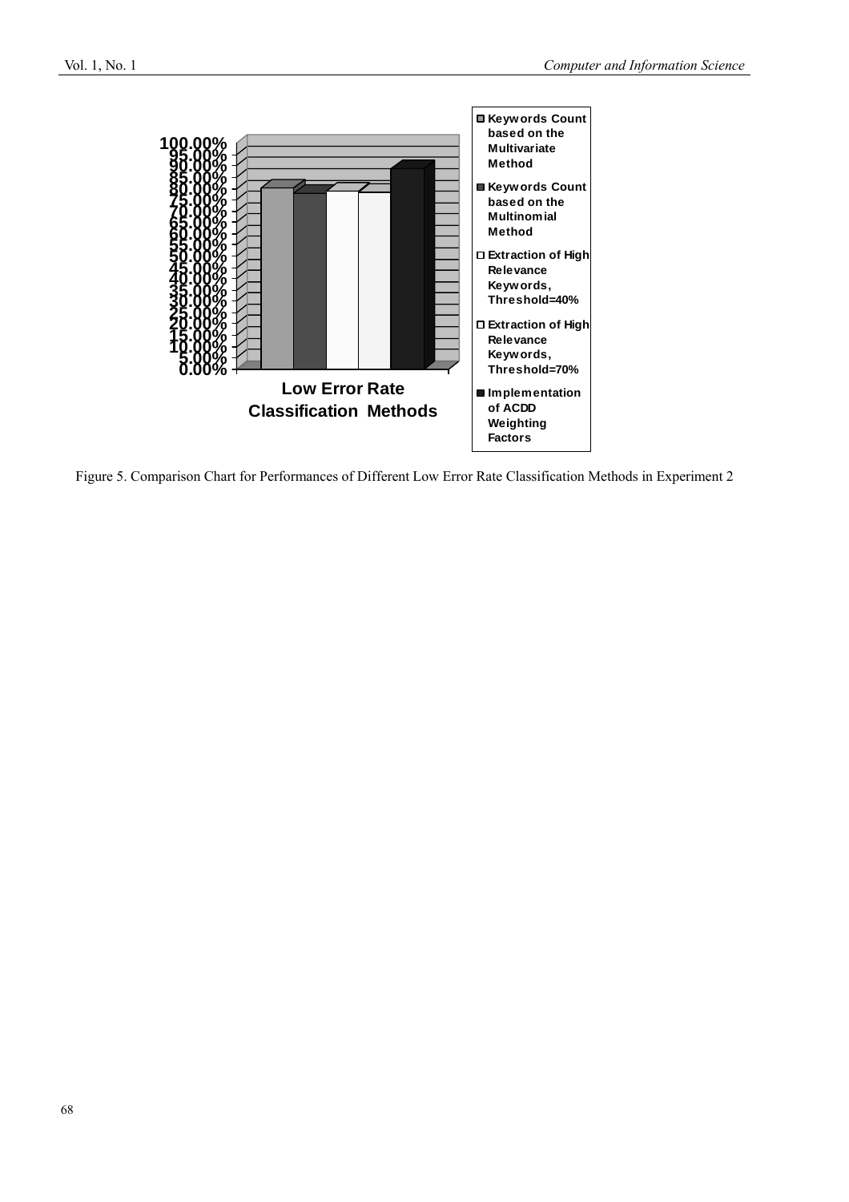100.00%
95.00%
90.00%
85.00%
80.00%
75.00%
70.00%
65.00%
60.00%
55.00%
50.00%
45.00%
40.00%
35.00%
30.00%
25.00%
20.00%
15.00%
10.00%
5.00%
0.00%

Low Error Rate Classification Methods

Keywords Count based on the Multivariate Method

Keywords Count based on the Multinomial Method

Extraction of High Relevance Keywords, Threshold=40%

Extraction of High Relevance Keywords, Threshold=70%

Implementation of ACDD Weighting Factors

Figure 5. Comparison Chart for Performances of Different Low Error Rate Classification Methods in Experiment 2